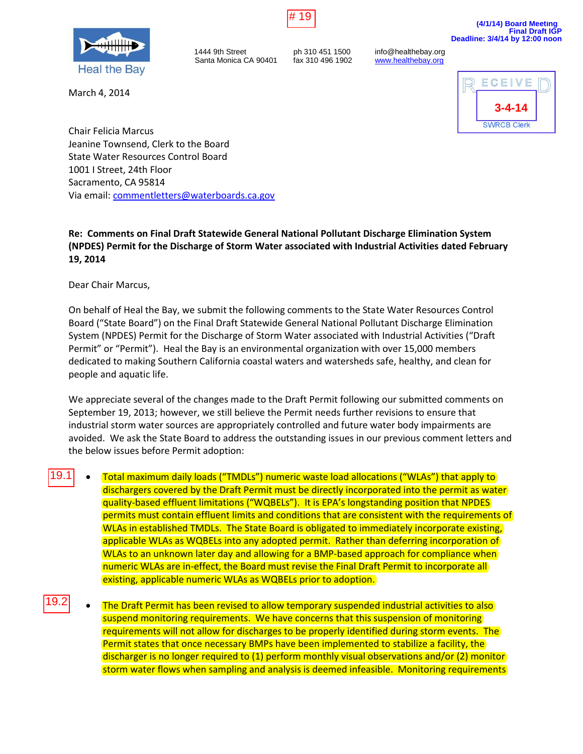# 19

**(4/1/14) Board Meeting**
**Final Draft IGP**
**Deadline: 3/4/14 by 12:00 noon**

Heal the Bay

1444 9th Street
Santa Monica CA 90401

ph 310 451 1500
fax 310 496 1902

info@healthebay.org
www.healthebay.org

RECEIVED
3-4-14
SWRCB Clerk

March 4, 2014

Chair Felicia Marcus
Jeanine Townsend, Clerk to the Board
State Water Resources Control Board
1001 I Street, 24th Floor
Sacramento, CA 95814
Via email: commentletters@waterboards.ca.gov

**Re: Comments on Final Draft Statewide General National Pollutant Discharge Elimination System (NPDES) Permit for the Discharge of Storm Water associated with Industrial Activities dated February 19, 2014**

Dear Chair Marcus,

On behalf of Heal the Bay, we submit the following comments to the State Water Resources Control Board ("State Board") on the Final Draft Statewide General National Pollutant Discharge Elimination System (NPDES) Permit for the Discharge of Storm Water associated with Industrial Activities ("Draft Permit" or "Permit"). Heal the Bay is an environmental organization with over 15,000 members dedicated to making Southern California coastal waters and watersheds safe, healthy, and clean for people and aquatic life.

We appreciate several of the changes made to the Draft Permit following our submitted comments on September 19, 2013; however, we still believe the Permit needs further revisions to ensure that industrial storm water sources are appropriately controlled and future water body impairments are avoided. We ask the State Board to address the outstanding issues in our previous comment letters and the below issues before Permit adoption:

19.1

- Total maximum daily loads ("TMDLs") numeric waste load allocations ("WLAs") that apply to dischargers covered by the Draft Permit must be directly incorporated into the permit as water quality-based effluent limitations ("WQBELs"). It is EPA's longstanding position that NPDES permits must contain effluent limits and conditions that are consistent with the requirements of WLAs in established TMDLs. The State Board is obligated to immediately incorporate existing, applicable WLAs as WQBELs into any adopted permit. Rather than deferring incorporation of WLAs to an unknown later day and allowing for a BMP-based approach for compliance when numeric WLAs are in-effect, the Board must revise the Final Draft Permit to incorporate all existing, applicable numeric WLAs as WQBELs prior to adoption.

19.2

- The Draft Permit has been revised to allow temporary suspended industrial activities to also suspend monitoring requirements. We have concerns that this suspension of monitoring requirements will not allow for discharges to be properly identified during storm events. The Permit states that once necessary BMPs have been implemented to stabilize a facility, the discharger is no longer required to (1) perform monthly visual observations and/or (2) monitor storm water flows when sampling and analysis is deemed infeasible. Monitoring requirements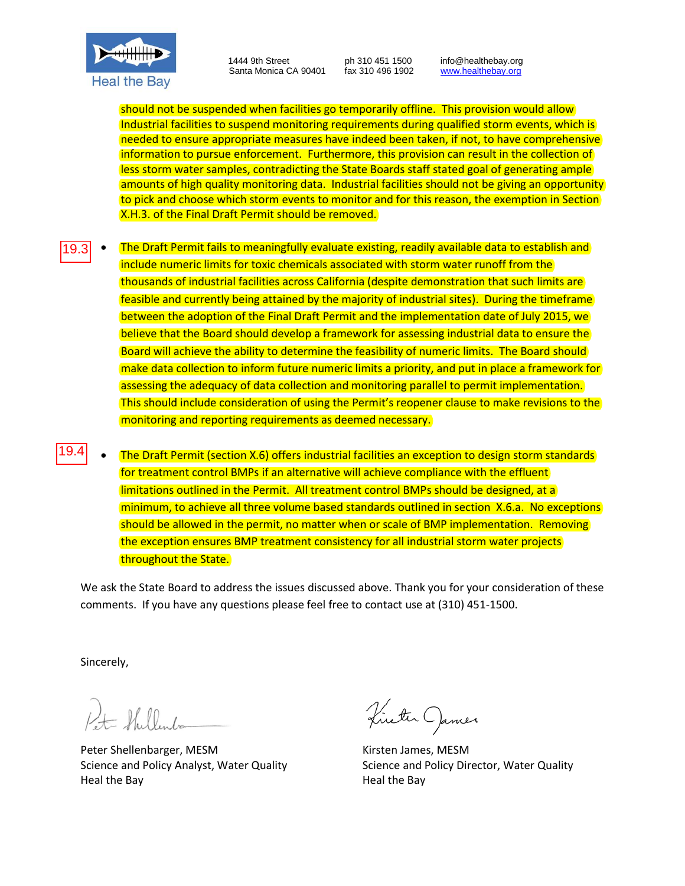should not be suspended when facilities go temporarily offline. This provision would allow Industrial facilities to suspend monitoring requirements during qualified storm events, which is needed to ensure appropriate measures have indeed been taken, if not, to have comprehensive information to pursue enforcement. Furthermore, this provision can result in the collection of less storm water samples, contradicting the State Boards staff stated goal of generating ample amounts of high quality monitoring data. Industrial facilities should not be giving an opportunity to pick and choose which storm events to monitor and for this reason, the exemption in Section X.H.3. of the Final Draft Permit should be removed.

19.3

- The Draft Permit fails to meaningfully evaluate existing, readily available data to establish and include numeric limits for toxic chemicals associated with storm water runoff from the thousands of industrial facilities across California (despite demonstration that such limits are feasible and currently being attained by the majority of industrial sites). During the timeframe between the adoption of the Final Draft Permit and the implementation date of July 2015, we believe that the Board should develop a framework for assessing industrial data to ensure the Board will achieve the ability to determine the feasibility of numeric limits. The Board should make data collection to inform future numeric limits a priority, and put in place a framework for assessing the adequacy of data collection and monitoring parallel to permit implementation. This should include consideration of using the Permit's reopener clause to make revisions to the monitoring and reporting requirements as deemed necessary.

19.4

- The Draft Permit (section X.6) offers industrial facilities an exception to design storm standards for treatment control BMPs if an alternative will achieve compliance with the effluent limitations outlined in the Permit. All treatment control BMPs should be designed, at a minimum, to achieve all three volume based standards outlined in section X.6.a. No exceptions should be allowed in the permit, no matter when or scale of BMP implementation. Removing the exception ensures BMP treatment consistency for all industrial storm water projects throughout the State.

We ask the State Board to address the issues discussed above. Thank you for your consideration of these comments. If you have any questions please feel free to contact use at (310) 451-1500.

Sincerely,

Peter Shellenbarger, MESM
Science and Policy Analyst, Water Quality
Heal the Bay

Kirsten James, MESM
Science and Policy Director, Water Quality
Heal the Bay